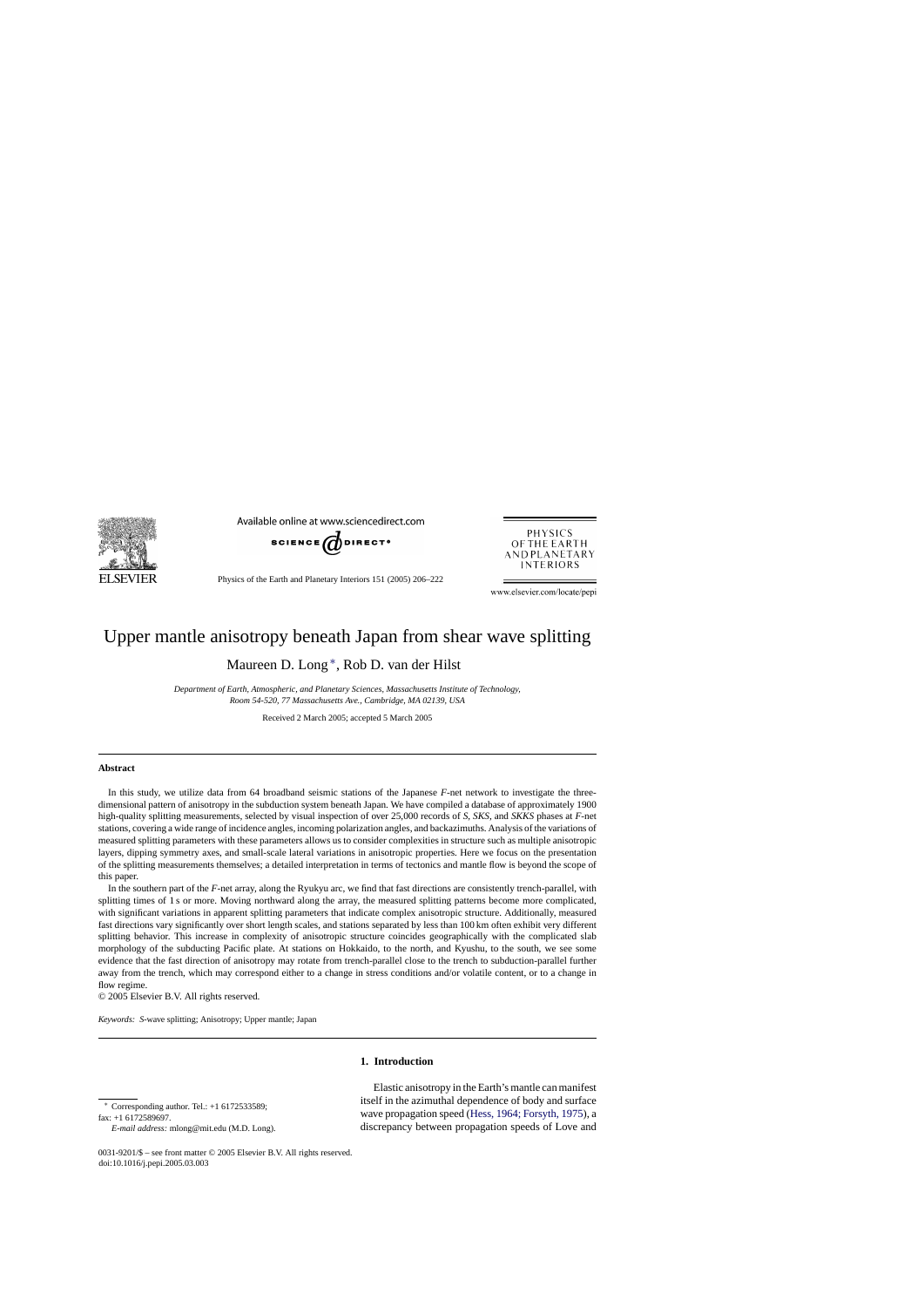# Upper mantle anisotropy beneath Japan from shear wave splitting

Maureen D. Long*, Rob D. van der Hilst

*Department of Earth, Atmospheric, and Planetary Sciences, Massachusetts Institute of Technology, Room 54-520, 77 Massachusetts Ave., Cambridge, MA 02139, USA*

Received 2 March 2005; accepted 5 March 2005

## Abstract

In this study, we utilize data from 64 broadband seismic stations of the Japanese *F*-net network to investigate the three-dimensional pattern of anisotropy in the subduction system beneath Japan. We have compiled a database of approximately 1900 high-quality splitting measurements, selected by visual inspection of over 25,000 records of *S*, *SKS*, and *SKKS* phases at *F*-net stations, covering a wide range of incidence angles, incoming polarization angles, and backazimuths. Analysis of the variations of measured splitting parameters with these parameters allows us to consider complexities in structure such as multiple anisotropic layers, dipping symmetry axes, and small-scale lateral variations in anisotropic properties. Here we focus on the presentation of the splitting measurements themselves; a detailed interpretation in terms of tectonics and mantle flow is beyond the scope of this paper.

In the southern part of the *F*-net array, along the Ryukyu arc, we find that fast directions are consistently trench-parallel, with splitting times of 1 s or more. Moving northward along the array, the measured splitting patterns become more complicated, with significant variations in apparent splitting parameters that indicate complex anisotropic structure. Additionally, measured fast directions vary significantly over short length scales, and stations separated by less than 100 km often exhibit very different splitting behavior. This increase in complexity of anisotropic structure coincides geographically with the complicated slab morphology of the subducting Pacific plate. At stations on Hokkaido, to the north, and Kyushu, to the south, we see some evidence that the fast direction of anisotropy may rotate from trench-parallel close to the trench to subduction-parallel further away from the trench, which may correspond either to a change in stress conditions and/or volatile content, or to a change in flow regime.

© 2005 Elsevier B.V. All rights reserved.

*Keywords:* *S*-wave splitting; Anisotropy; Upper mantle; Japan

## 1. Introduction

Elastic anisotropy in the Earth's mantle can manifest itself in the azimuthal dependence of body and surface wave propagation speed (Hess, 1964; Forsyth, 1975), a discrepancy between propagation speeds of Love and

---

* Corresponding author. Tel.: +1 6172533589; fax: +1 6172589697.
*E-mail address:* mlong@mit.edu (M.D. Long).

0031-9201/$ – see front matter © 2005 Elsevier B.V. All rights reserved.
doi:10.1016/j.pepi.2005.03.003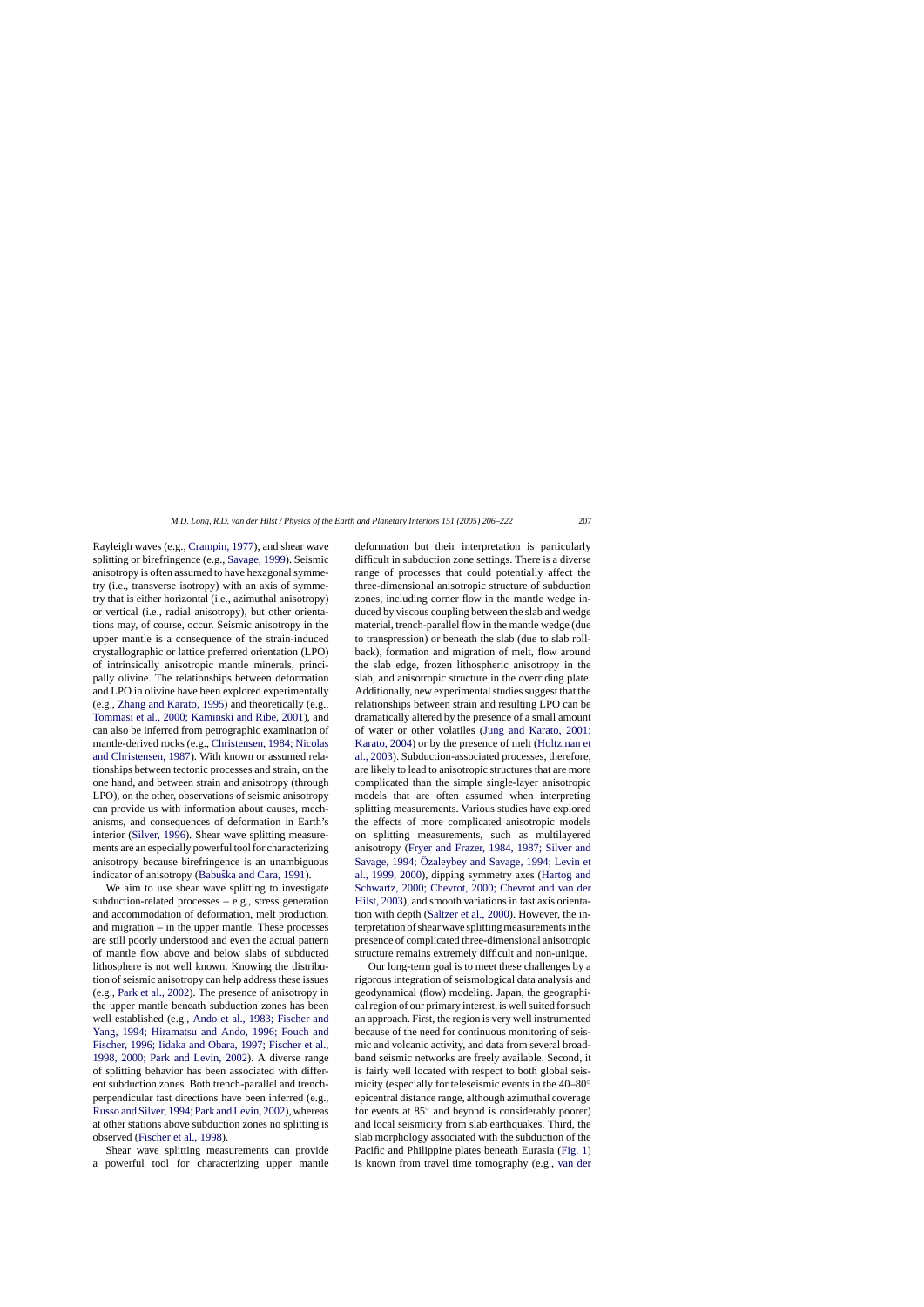Rayleigh waves (e.g., Crampin, 1977), and shear wave splitting or birefringence (e.g., Savage, 1999). Seismic anisotropy is often assumed to have hexagonal symmetry (i.e., transverse isotropy) with an axis of symmetry that is either horizontal (i.e., azimuthal anisotropy) or vertical (i.e., radial anisotropy), but other orientations may, of course, occur. Seismic anisotropy in the upper mantle is a consequence of the strain-induced crystallographic or lattice preferred orientation (LPO) of intrinsically anisotropic mantle minerals, principally olivine. The relationships between deformation and LPO in olivine have been explored experimentally (e.g., Zhang and Karato, 1995) and theoretically (e.g., Tommasi et al., 2000; Kaminski and Ribe, 2001), and can also be inferred from petrographic examination of mantle-derived rocks (e.g., Christensen, 1984; Nicolas and Christensen, 1987). With known or assumed relationships between tectonic processes and strain, on the one hand, and between strain and anisotropy (through LPO), on the other, observations of seismic anisotropy can provide us with information about causes, mechanisms, and consequences of deformation in Earth's interior (Silver, 1996). Shear wave splitting measurements are an especially powerful tool for characterizing anisotropy because birefringence is an unambiguous indicator of anisotropy (Babuška and Cara, 1991).

We aim to use shear wave splitting to investigate subduction-related processes – e.g., stress generation and accommodation of deformation, melt production, and migration – in the upper mantle. These processes are still poorly understood and even the actual pattern of mantle flow above and below slabs of subducted lithosphere is not well known. Knowing the distribution of seismic anisotropy can help address these issues (e.g., Park et al., 2002). The presence of anisotropy in the upper mantle beneath subduction zones has been well established (e.g., Ando et al., 1983; Fischer and Yang, 1994; Hiramatsu and Ando, 1996; Fouch and Fischer, 1996; Iidaka and Obara, 1997; Fischer et al., 1998, 2000; Park and Levin, 2002). A diverse range of splitting behavior has been associated with different subduction zones. Both trench-parallel and trench-perpendicular fast directions have been inferred (e.g., Russo and Silver, 1994; Park and Levin, 2002), whereas at other stations above subduction zones no splitting is observed (Fischer et al., 1998).

Shear wave splitting measurements can provide a powerful tool for characterizing upper mantle deformation but their interpretation is particularly difficult in subduction zone settings. There is a diverse range of processes that could potentially affect the three-dimensional anisotropic structure of subduction zones, including corner flow in the mantle wedge induced by viscous coupling between the slab and wedge material, trench-parallel flow in the mantle wedge (due to transpression) or beneath the slab (due to slab rollback), formation and migration of melt, flow around the slab edge, frozen lithospheric anisotropy in the slab, and anisotropic structure in the overriding plate. Additionally, new experimental studies suggest that the relationships between strain and resulting LPO can be dramatically altered by the presence of a small amount of water or other volatiles (Jung and Karato, 2001; Karato, 2004) or by the presence of melt (Holtzman et al., 2003). Subduction-associated processes, therefore, are likely to lead to anisotropic structures that are more complicated than the simple single-layer anisotropic models that are often assumed when interpreting splitting measurements. Various studies have explored the effects of more complicated anisotropic models on splitting measurements, such as multilayered anisotropy (Fryer and Frazer, 1984, 1987; Silver and Savage, 1994; Özaleybey and Savage, 1994; Levin et al., 1999, 2000), dipping symmetry axes (Hartog and Schwartz, 2000; Chevrot, 2000; Chevrot and van der Hilst, 2003), and smooth variations in fast axis orientation with depth (Saltzer et al., 2000). However, the interpretation of shear wave splitting measurements in the presence of complicated three-dimensional anisotropic structure remains extremely difficult and non-unique.

Our long-term goal is to meet these challenges by a rigorous integration of seismological data analysis and geodynamical (flow) modeling. Japan, the geographical region of our primary interest, is well suited for such an approach. First, the region is very well instrumented because of the need for continuous monitoring of seismic and volcanic activity, and data from several broadband seismic networks are freely available. Second, it is fairly well located with respect to both global seismicity (especially for teleseismic events in the 40–80° epicentral distance range, although azimuthal coverage for events at 85° and beyond is considerably poorer) and local seismicity from slab earthquakes. Third, the slab morphology associated with the subduction of the Pacific and Philippine plates beneath Eurasia (Fig. 1) is known from travel time tomography (e.g., van der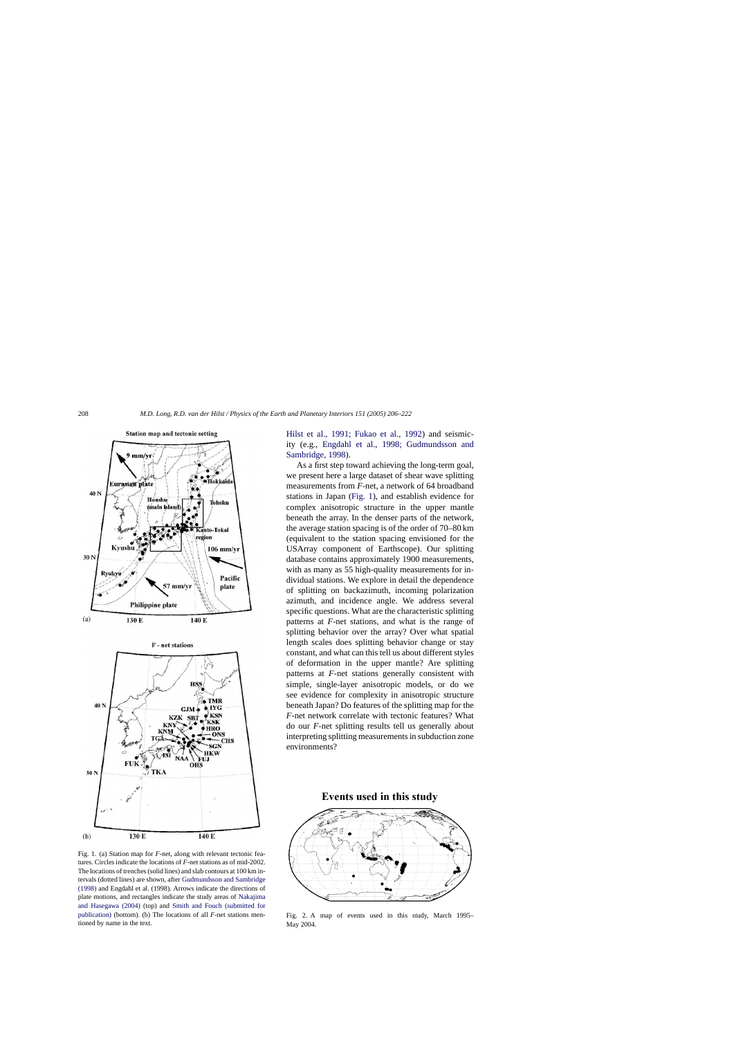Fig. 1. (a) Station map for *F*-net, along with relevant tectonic features. Circles indicate the locations of *F*-net stations as of mid-2002. The locations of trenches (solid lines) and slab contours at 100 km intervals (dotted lines) are shown, after Gudmundsson and Sambridge (1998) and Engdahl et al. (1998). Arrows indicate the directions of plate motions, and rectangles indicate the study areas of Nakajima and Hasegawa (2004) (top) and Smith and Fouch (submitted for publication) (bottom). (b) The locations of all *F*-net stations mentioned by name in the text.

Hilst et al., 1991; Fukao et al., 1992) and seismicity (e.g., Engdahl et al., 1998; Gudmundsson and Sambridge, 1998).

As a first step toward achieving the long-term goal, we present here a large dataset of shear wave splitting measurements from *F*-net, a network of 64 broadband stations in Japan (Fig. 1), and establish evidence for complex anisotropic structure in the upper mantle beneath the array. In the denser parts of the network, the average station spacing is of the order of 70–80 km (equivalent to the station spacing envisioned for the USArray component of Earthscope). Our splitting database contains approximately 1900 measurements, with as many as 55 high-quality measurements for individual stations. We explore in detail the dependence of splitting on backazimuth, incoming polarization azimuth, and incidence angle. We address several specific questions. What are the characteristic splitting patterns at *F*-net stations, and what is the range of splitting behavior over the array? Over what spatial length scales does splitting behavior change or stay constant, and what can this tell us about different styles of deformation in the upper mantle? Are splitting patterns at *F*-net stations generally consistent with simple, single-layer anisotropic models, or do we see evidence for complexity in anisotropic structure beneath Japan? Do features of the splitting map for the *F*-net network correlate with tectonic features? What do our *F*-net splitting results tell us generally about interpreting splitting measurements in subduction zone environments?

Fig. 2. A map of events used in this study, March 1995–May 2004.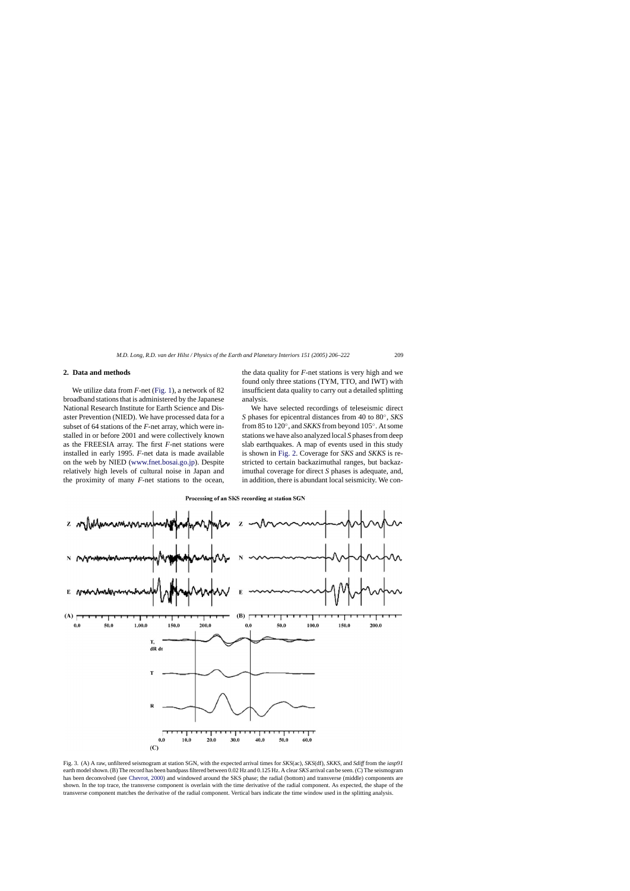## 2. Data and methods

We utilize data from *F*-net (Fig. 1), a network of 82 broadband stations that is administered by the Japanese National Research Institute for Earth Science and Disaster Prevention (NIED). We have processed data for a subset of 64 stations of the *F*-net array, which were installed in or before 2001 and were collectively known as the FREESIA array. The first *F*-net stations were installed in early 1995. *F*-net data is made available on the web by NIED (www.fnet.bosai.go.jp). Despite relatively high levels of cultural noise in Japan and the proximity of many *F*-net stations to the ocean, the data quality for *F*-net stations is very high and we found only three stations (TYM, TTO, and IWT) with insufficient data quality to carry out a detailed splitting analysis.

We have selected recordings of teleseismic direct *S* phases for epicentral distances from 40 to 80°, *SKS* from 85 to 120°, and *SKKS* from beyond 105°. At some stations we have also analyzed local *S* phases from deep slab earthquakes. A map of events used in this study is shown in Fig. 2. Coverage for *SKS* and *SKKS* is restricted to certain backazimuthal ranges, but backazimuthal coverage for direct *S* phases is adequate, and, in addition, there is abundant local seismicity. We con-

Processing of an SKS recording at station SGN

Fig. 3. (A) A raw, unfiltered seismogram at station SGN, with the expected arrival times for *SKS*(ac), *SKS*(df), *SKKS*, and *Sdiff* from the *iasp91* earth model shown. (B) The record has been bandpass filtered between 0.02 Hz and 0.125 Hz. A clear *SKS* arrival can be seen. (C) The seismogram has been deconvolved (see Chevrot, 2000) and windowed around the SKS phase; the radial (bottom) and transverse (middle) components are shown. In the top trace, the transverse component is overlain with the time derivative of the radial component. As expected, the shape of the transverse component matches the derivative of the radial component. Vertical bars indicate the time window used in the splitting analysis.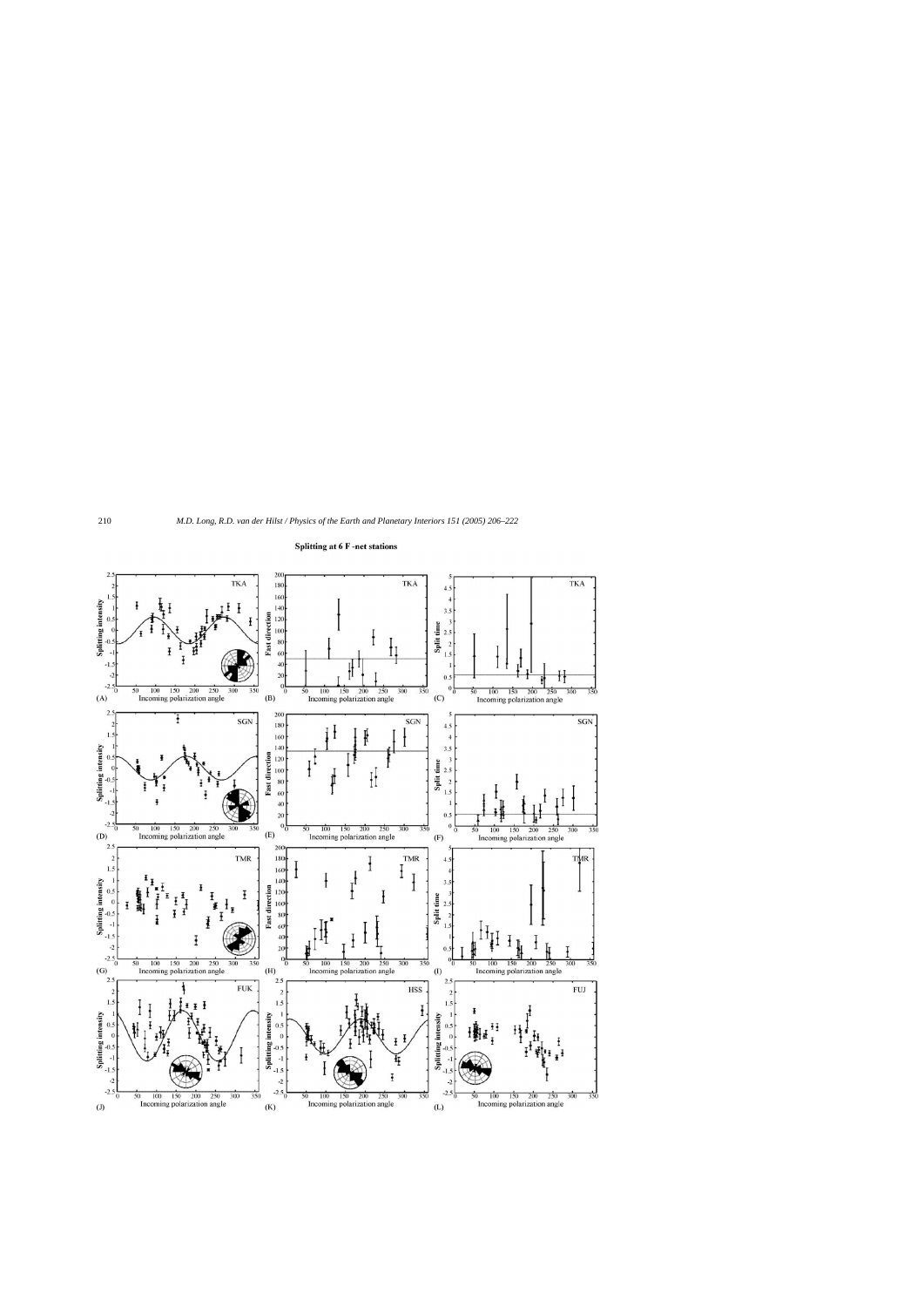Splitting at 6 F-net stations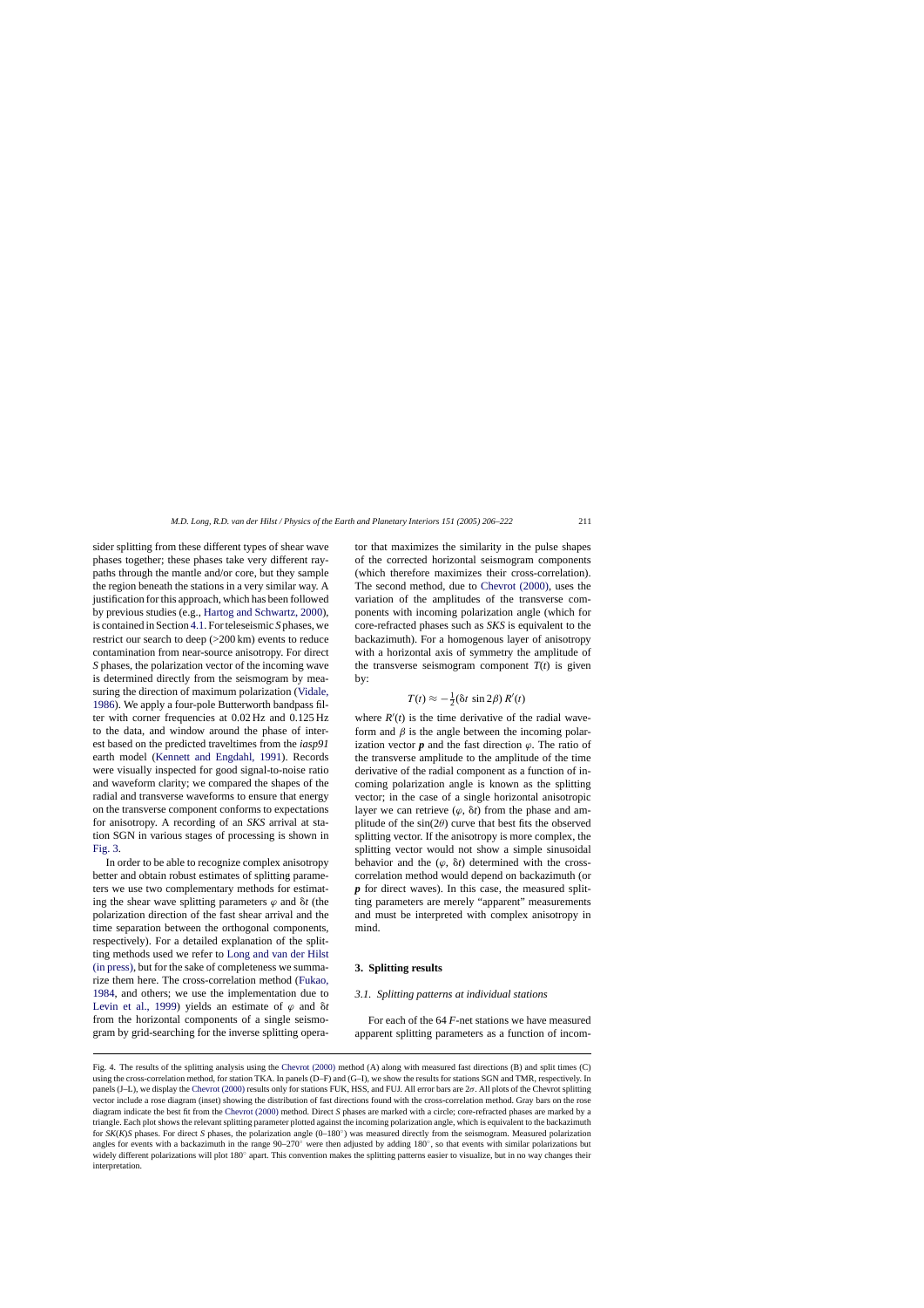sider splitting from these different types of shear wave phases together; these phases take very different raypaths through the mantle and/or core, but they sample the region beneath the stations in a very similar way. A justification for this approach, which has been followed by previous studies (e.g., Hartog and Schwartz, 2000), is contained in Section 4.1. For teleseismic *S* phases, we restrict our search to deep (>200 km) events to reduce contamination from near-source anisotropy. For direct *S* phases, the polarization vector of the incoming wave is determined directly from the seismogram by measuring the direction of maximum polarization (Vidale, 1986). We apply a four-pole Butterworth bandpass filter with corner frequencies at 0.02 Hz and 0.125 Hz to the data, and window around the phase of interest based on the predicted traveltimes from the *iasp91* earth model (Kennett and Engdahl, 1991). Records were visually inspected for good signal-to-noise ratio and waveform clarity; we compared the shapes of the radial and transverse waveforms to ensure that energy on the transverse component conforms to expectations for anisotropy. A recording of an *SKS* arrival at station SGN in various stages of processing is shown in Fig. 3.

In order to be able to recognize complex anisotropy better and obtain robust estimates of splitting parameters we use two complementary methods for estimating the shear wave splitting parameters $\varphi$ and $\delta t$ (the polarization direction of the fast shear arrival and the time separation between the orthogonal components, respectively). For a detailed explanation of the splitting methods used we refer to Long and van der Hilst (in press), but for the sake of completeness we summarize them here. The cross-correlation method (Fukao, 1984, and others; we use the implementation due to Levin et al., 1999) yields an estimate of $\varphi$ and $\delta t$ from the horizontal components of a single seismogram by grid-searching for the inverse splitting operator that maximizes the similarity in the pulse shapes of the corrected horizontal seismogram components (which therefore maximizes their cross-correlation). The second method, due to Chevrot (2000), uses the variation of the amplitudes of the transverse components with incoming polarization angle (which for core-refracted phases such as *SKS* is equivalent to the backazimuth). For a homogenous layer of anisotropy with a horizontal axis of symmetry the amplitude of the transverse seismogram component $T(t)$ is given by:

$$T(t) \approx -\frac{1}{2}(\delta t \, \sin 2\beta) \, R'(t)$$

where $R'(t)$ is the time derivative of the radial waveform and $\beta$ is the angle between the incoming polarization vector $\boldsymbol{p}$ and the fast direction $\varphi$. The ratio of the transverse amplitude to the amplitude of the time derivative of the radial component as a function of incoming polarization angle is known as the splitting vector; in the case of a single horizontal anisotropic layer we can retrieve ($\varphi$, $\delta t$) from the phase and amplitude of the $\sin(2\theta)$ curve that best fits the observed splitting vector. If the anisotropy is more complex, the splitting vector would not show a simple sinusoidal behavior and the ($\varphi$, $\delta t$) determined with the cross-correlation method would depend on backazimuth (or $\boldsymbol{p}$ for direct waves). In this case, the measured splitting parameters are merely "apparent" measurements and must be interpreted with complex anisotropy in mind.

## 3. Splitting results

### 3.1. Splitting patterns at individual stations

For each of the 64 *F*-net stations we have measured apparent splitting parameters as a function of incom-

Fig. 4. The results of the splitting analysis using the Chevrot (2000) method (A) along with measured fast directions (B) and split times (C) using the cross-correlation method, for station TKA. In panels (D–F) and (G–I), we show the results for stations SGN and TMR, respectively. In panels (J–L), we display the Chevrot (2000) results only for stations FUK, HSS, and FUJ. All error bars are $2\sigma$. All plots of the Chevrot splitting vector include a rose diagram (inset) showing the distribution of fast directions found with the cross-correlation method. Gray bars on the rose diagram indicate the best fit from the Chevrot (2000) method. Direct *S* phases are marked with a circle; core-refracted phases are marked by a triangle. Each plot shows the relevant splitting parameter plotted against the incoming polarization angle, which is equivalent to the backazimuth for *SK*(*K*)*S* phases. For direct *S* phases, the polarization angle (0–180°) was measured directly from the seismogram. Measured polarization angles for events with a backazimuth in the range 90–270° were then adjusted by adding 180°, so that events with similar polarizations but widely different polarizations will plot 180° apart. This convention makes the splitting patterns easier to visualize, but in no way changes their interpretation.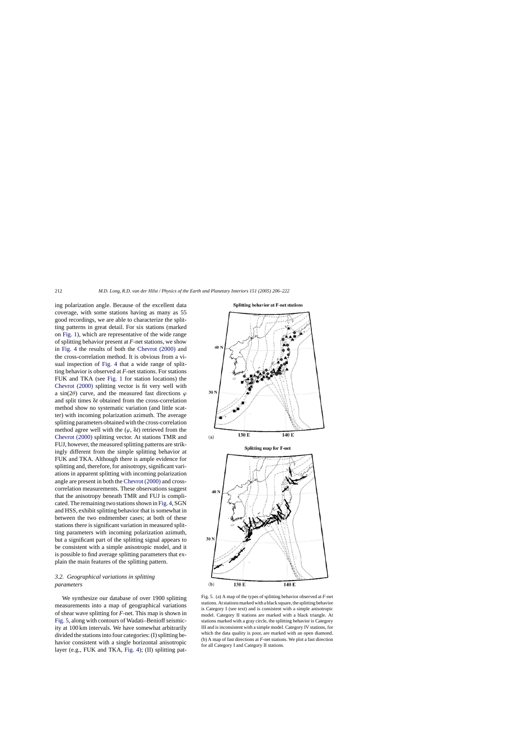ing polarization angle. Because of the excellent data coverage, with some stations having as many as 55 good recordings, we are able to characterize the splitting patterns in great detail. For six stations (marked on Fig. 1), which are representative of the wide range of splitting behavior present at *F*-net stations, we show in Fig. 4 the results of both the Chevrot (2000) and the cross-correlation method. It is obvious from a visual inspection of Fig. 4 that a wide range of splitting behavior is observed at *F*-net stations. For stations FUK and TKA (see Fig. 1 for station locations) the Chevrot (2000) splitting vector is fit very well with a $\sin(2\theta)$ curve, and the measured fast directions $\varphi$ and split times $\delta t$ obtained from the cross-correlation method show no systematic variation (and little scatter) with incoming polarization azimuth. The average splitting parameters obtained with the cross-correlation method agree well with the ($\varphi$, $\delta t$) retrieved from the Chevrot (2000) splitting vector. At stations TMR and FUJ, however, the measured splitting patterns are strikingly different from the simple splitting behavior at FUK and TKA. Although there is ample evidence for splitting and, therefore, for anisotropy, significant variations in apparent splitting with incoming polarization angle are present in both the Chevrot (2000) and cross-correlation measurements. These observations suggest that the anisotropy beneath TMR and FUJ is complicated. The remaining two stations shown in Fig. 4, SGN and HSS, exhibit splitting behavior that is somewhat in between the two endmember cases; at both of these stations there is significant variation in measured splitting parameters with incoming polarization azimuth, but a significant part of the splitting signal appears to be consistent with a simple anisotropic model, and it is possible to find average splitting parameters that explain the main features of the splitting pattern.

### 3.2. Geographical variations in splitting parameters

We synthesize our database of over 1900 splitting measurements into a map of geographical variations of shear wave splitting for *F*-net. This map is shown in Fig. 5, along with contours of Wadati–Benioff seismicity at 100 km intervals. We have somewhat arbitrarily divided the stations into four categories: (I) splitting behavior consistent with a single horizontal anisotropic layer (e.g., FUK and TKA, Fig. 4); (II) splitting pat-

Fig. 5. (a) A map of the types of splitting behavior observed at *F*-net stations. At stations marked with a black square, the splitting behavior is Category I (see text) and is consistent with a simple anisotropic model. Category II stations are marked with a black triangle. At stations marked with a gray circle, the splitting behavior is Category III and is inconsistent with a simple model. Category IV stations, for which the data quality is poor, are marked with an open diamond. (b) A map of fast directions at *F*-net stations. We plot a fast direction for all Category I and Category II stations.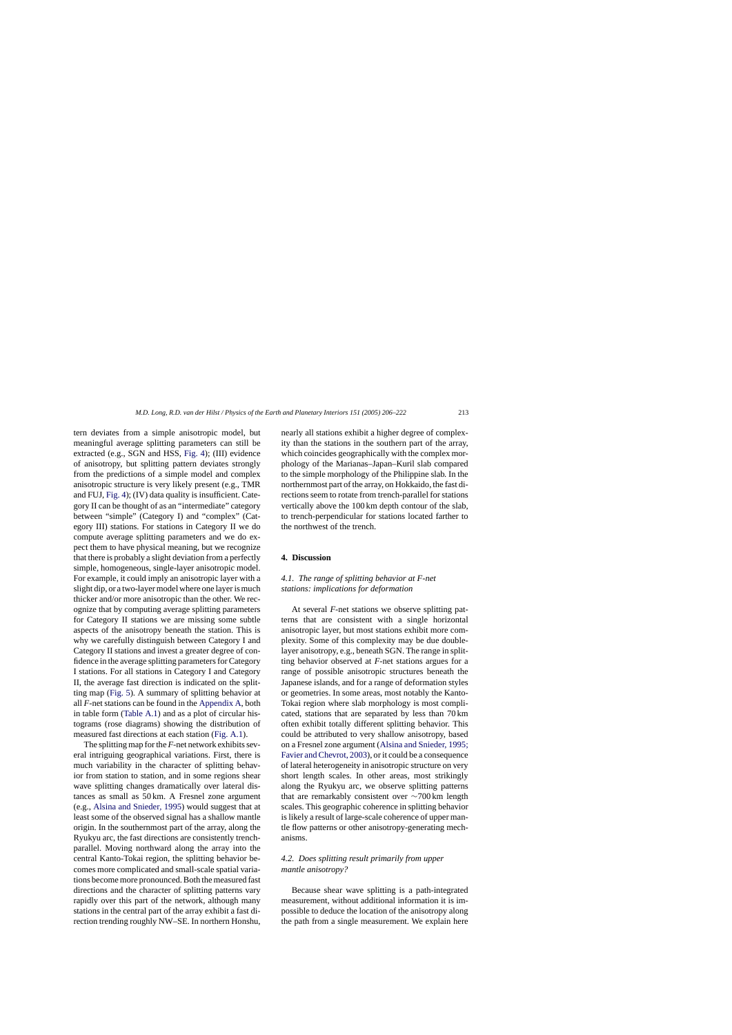tern deviates from a simple anisotropic model, but meaningful average splitting parameters can still be extracted (e.g., SGN and HSS, Fig. 4); (III) evidence of anisotropy, but splitting pattern deviates strongly from the predictions of a simple model and complex anisotropic structure is very likely present (e.g., TMR and FUJ, Fig. 4); (IV) data quality is insufficient. Category II can be thought of as an "intermediate" category between "simple" (Category I) and "complex" (Category III) stations. For stations in Category II we do compute average splitting parameters and we do expect them to have physical meaning, but we recognize that there is probably a slight deviation from a perfectly simple, homogeneous, single-layer anisotropic model. For example, it could imply an anisotropic layer with a slight dip, or a two-layer model where one layer is much thicker and/or more anisotropic than the other. We recognize that by computing average splitting parameters for Category II stations we are missing some subtle aspects of the anisotropy beneath the station. This is why we carefully distinguish between Category I and Category II stations and invest a greater degree of confidence in the average splitting parameters for Category I stations. For all stations in Category I and Category II, the average fast direction is indicated on the splitting map (Fig. 5). A summary of splitting behavior at all *F*-net stations can be found in the Appendix A, both in table form (Table A.1) and as a plot of circular histograms (rose diagrams) showing the distribution of measured fast directions at each station (Fig. A.1).

The splitting map for the *F*-net network exhibits several intriguing geographical variations. First, there is much variability in the character of splitting behavior from station to station, and in some regions shear wave splitting changes dramatically over lateral distances as small as 50 km. A Fresnel zone argument (e.g., Alsina and Snieder, 1995) would suggest that at least some of the observed signal has a shallow mantle origin. In the southernmost part of the array, along the Ryukyu arc, the fast directions are consistently trench-parallel. Moving northward along the array into the central Kanto-Tokai region, the splitting behavior becomes more complicated and small-scale spatial variations become more pronounced. Both the measured fast directions and the character of splitting patterns vary rapidly over this part of the network, although many stations in the central part of the array exhibit a fast direction trending roughly NW–SE. In northern Honshu, nearly all stations exhibit a higher degree of complexity than the stations in the southern part of the array, which coincides geographically with the complex morphology of the Marianas–Japan–Kuril slab compared to the simple morphology of the Philippine slab. In the northernmost part of the array, on Hokkaido, the fast directions seem to rotate from trench-parallel for stations vertically above the 100 km depth contour of the slab, to trench-perpendicular for stations located farther to the northwest of the trench.

## 4. Discussion

### 4.1. The range of splitting behavior at F-net stations: implications for deformation

At several *F*-net stations we observe splitting patterns that are consistent with a single horizontal anisotropic layer, but most stations exhibit more complexity. Some of this complexity may be due double-layer anisotropy, e.g., beneath SGN. The range in splitting behavior observed at *F*-net stations argues for a range of possible anisotropic structures beneath the Japanese islands, and for a range of deformation styles or geometries. In some areas, most notably the Kanto-Tokai region where slab morphology is most complicated, stations that are separated by less than 70 km often exhibit totally different splitting behavior. This could be attributed to very shallow anisotropy, based on a Fresnel zone argument (Alsina and Snieder, 1995; Favier and Chevrot, 2003), or it could be a consequence of lateral heterogeneity in anisotropic structure on very short length scales. In other areas, most strikingly along the Ryukyu arc, we observe splitting patterns that are remarkably consistent over ∼700 km length scales. This geographic coherence in splitting behavior is likely a result of large-scale coherence of upper mantle flow patterns or other anisotropy-generating mechanisms.

### 4.2. Does splitting result primarily from upper mantle anisotropy?

Because shear wave splitting is a path-integrated measurement, without additional information it is impossible to deduce the location of the anisotropy along the path from a single measurement. We explain here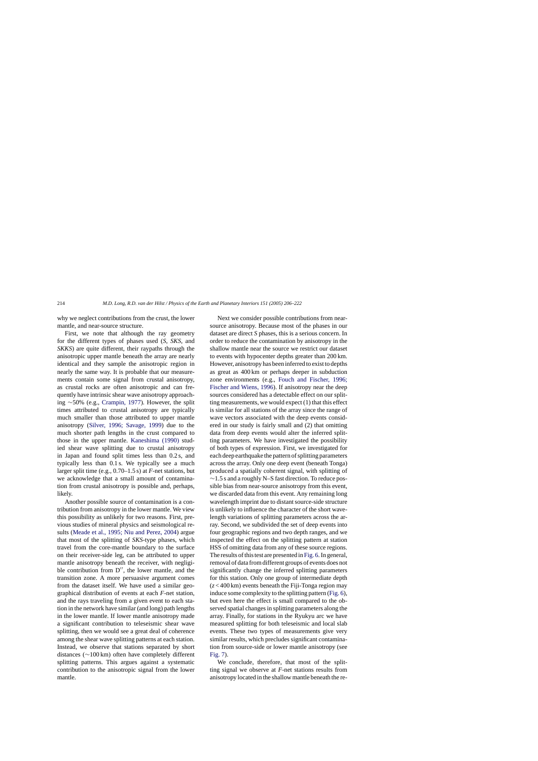why we neglect contributions from the crust, the lower mantle, and near-source structure.

First, we note that although the ray geometry for the different types of phases used (*S*, *SKS*, and *SKKS*) are quite different, their raypaths through the anisotropic upper mantle beneath the array are nearly identical and they sample the anisotropic region in nearly the same way. It is probable that our measurements contain some signal from crustal anisotropy, as crustal rocks are often anisotropic and can frequently have intrinsic shear wave anisotropy approaching ∼50% (e.g., Crampin, 1977). However, the split times attributed to crustal anisotropy are typically much smaller than those attributed to upper mantle anisotropy (Silver, 1996; Savage, 1999) due to the much shorter path lengths in the crust compared to those in the upper mantle. Kaneshima (1990) studied shear wave splitting due to crustal anisotropy in Japan and found split times less than 0.2 s, and typically less than 0.1 s. We typically see a much larger split time (e.g., 0.70–1.5 s) at *F*-net stations, but we acknowledge that a small amount of contamination from crustal anisotropy is possible and, perhaps, likely.

Another possible source of contamination is a contribution from anisotropy in the lower mantle. We view this possibility as unlikely for two reasons. First, previous studies of mineral physics and seismological results (Meade et al., 1995; Niu and Perez, 2004) argue that most of the splitting of *SKS*-type phases, which travel from the core-mantle boundary to the surface on their receiver-side leg, can be attributed to upper mantle anisotropy beneath the receiver, with negligible contribution from D″, the lower mantle, and the transition zone. A more persuasive argument comes from the dataset itself. We have used a similar geographical distribution of events at each *F*-net station, and the rays traveling from a given event to each station in the network have similar (and long) path lengths in the lower mantle. If lower mantle anisotropy made a significant contribution to teleseismic shear wave splitting, then we would see a great deal of coherence among the shear wave splitting patterns at each station. Instead, we observe that stations separated by short distances (∼100 km) often have completely different splitting patterns. This argues against a systematic contribution to the anisotropic signal from the lower mantle.

Next we consider possible contributions from near-source anisotropy. Because most of the phases in our dataset are direct *S* phases, this is a serious concern. In order to reduce the contamination by anisotropy in the shallow mantle near the source we restrict our dataset to events with hypocenter depths greater than 200 km. However, anisotropy has been inferred to exist to depths as great as 400 km or perhaps deeper in subduction zone environments (e.g., Fouch and Fischer, 1996; Fischer and Wiens, 1996). If anisotropy near the deep sources considered has a detectable effect on our splitting measurements, we would expect (1) that this effect is similar for all stations of the array since the range of wave vectors associated with the deep events considered in our study is fairly small and (2) that omitting data from deep events would alter the inferred splitting parameters. We have investigated the possibility of both types of expression. First, we investigated for each deep earthquake the pattern of splitting parameters across the array. Only one deep event (beneath Tonga) produced a spatially coherent signal, with splitting of ∼1.5 s and a roughly N–S fast direction. To reduce possible bias from near-source anisotropy from this event, we discarded data from this event. Any remaining long wavelength imprint due to distant source-side structure is unlikely to influence the character of the short wavelength variations of splitting parameters across the array. Second, we subdivided the set of deep events into four geographic regions and two depth ranges, and we inspected the effect on the splitting pattern at station HSS of omitting data from any of these source regions. The results of this test are presented in Fig. 6. In general, removal of data from different groups of events does not significantly change the inferred splitting parameters for this station. Only one group of intermediate depth ($z < 400$ km) events beneath the Fiji-Tonga region may induce some complexity to the splitting pattern (Fig. 6), but even here the effect is small compared to the observed spatial changes in splitting parameters along the array. Finally, for stations in the Ryukyu arc we have measured splitting for both teleseismic and local slab events. These two types of measurements give very similar results, which precludes significant contamination from source-side or lower mantle anisotropy (see Fig. 7).

We conclude, therefore, that most of the splitting signal we observe at *F*-net stations results from anisotropy located in the shallow mantle beneath the re-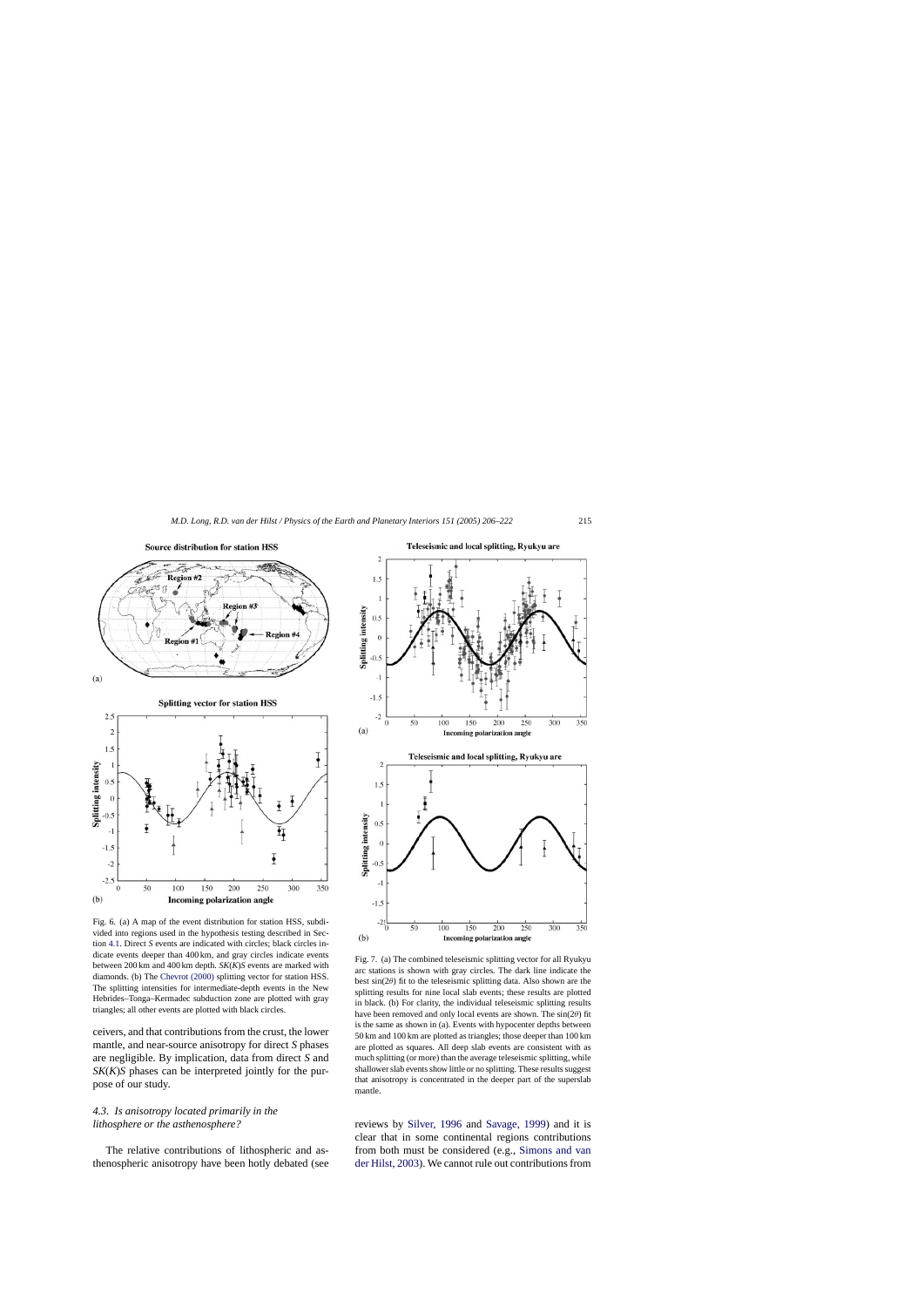Fig. 6. (a) A map of the event distribution for station HSS, subdivided into regions used in the hypothesis testing described in Section 4.1. Direct *S* events are indicated with circles; black circles indicate events deeper than 400 km, and gray circles indicate events between 200 km and 400 km depth. *SK*(*K*)*S* events are marked with diamonds. (b) The Chevrot (2000) splitting vector for station HSS. The splitting intensities for intermediate-depth events in the New Hebrides–Tonga–Kermadec subduction zone are plotted with gray triangles; all other events are plotted with black circles.

ceivers, and that contributions from the crust, the lower mantle, and near-source anisotropy for direct *S* phases are negligible. By implication, data from direct *S* and *SK*(*K*)*S* phases can be interpreted jointly for the purpose of our study.

### 4.3. Is anisotropy located primarily in the lithosphere or the asthenosphere?

The relative contributions of lithospheric and asthenospheric anisotropy have been hotly debated (see reviews by Silver, 1996 and Savage, 1999) and it is clear that in some continental regions contributions from both must be considered (e.g., Simons and van der Hilst, 2003). We cannot rule out contributions from

Fig. 7. (a) The combined teleseismic splitting vector for all Ryukyu arc stations is shown with gray circles. The dark line indicate the best $\sin(2\theta)$ fit to the teleseismic splitting data. Also shown are the splitting results for nine local slab events; these results are plotted in black. (b) For clarity, the individual teleseismic splitting results have been removed and only local events are shown. The $\sin(2\theta)$ fit is the same as shown in (a). Events with hypocenter depths between 50 km and 100 km are plotted as triangles; those deeper than 100 km are plotted as squares. All deep slab events are consistent with as much splitting (or more) than the average teleseismic splitting, while shallower slab events show little or no splitting. These results suggest that anisotropy is concentrated in the deeper part of the superslab mantle.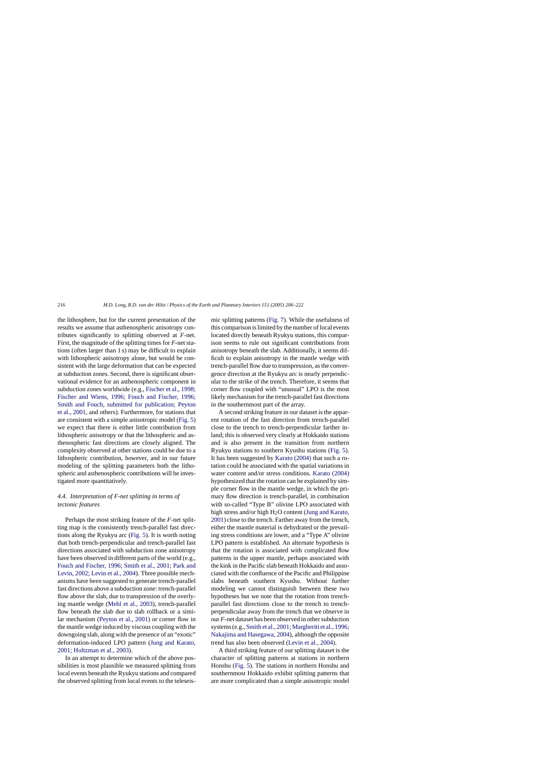the lithosphere, but for the current presentation of the results we assume that asthenospheric anisotropy contributes significantly to splitting observed at *F*-net. First, the magnitude of the splitting times for *F*-net stations (often larger than 1 s) may be difficult to explain with lithospheric anisotropy alone, but would be consistent with the large deformation that can be expected at subduction zones. Second, there is significant observational evidence for an asthenospheric component in subduction zones worldwide (e.g., Fischer et al., 1998; Fischer and Wiens, 1996; Fouch and Fischer, 1996; Smith and Fouch, submitted for publication; Peyton et al., 2001, and others). Furthermore, for stations that are consistent with a simple anisotropic model (Fig. 5) we expect that there is either little contribution from lithospheric anisotropy or that the lithospheric and asthenospheric fast directions are closely aligned. The complexity observed at other stations could be due to a lithospheric contribution, however, and in our future modeling of the splitting parameters both the lithospheric and asthenospheric contributions will be investigated more quantitatively.

### *4.4. Interpretation of F-net splitting in terms of tectonic features*

Perhaps the most striking feature of the *F*-net splitting map is the consistently trench-parallel fast directions along the Ryukyu arc (Fig. 5). It is worth noting that both trench-perpendicular and trench-parallel fast directions associated with subduction zone anisotropy have been observed in different parts of the world (e.g., Fouch and Fischer, 1996; Smith et al., 2001; Park and Levin, 2002; Levin et al., 2004). Three possible mechanisms have been suggested to generate trench-parallel fast directions above a subduction zone: trench-parallel flow above the slab, due to transpression of the overlying mantle wedge (Mehl et al., 2003), trench-parallel flow beneath the slab due to slab rollback or a similar mechanism (Peyton et al., 2001) or corner flow in the mantle wedge induced by viscous coupling with the downgoing slab, along with the presence of an "exotic" deformation-induced LPO pattern (Jung and Karato, 2001; Holtzman et al., 2003).

In an attempt to determine which of the above possibilities is most plausible we measured splitting from local events beneath the Ryukyu stations and compared the observed splitting from local events to the teleseismic splitting patterns (Fig. 7). While the usefulness of this comparison is limited by the number of local events located directly beneath Ryukyu stations, this comparison seems to rule out significant contributions from anisotropy beneath the slab. Additionally, it seems difficult to explain anisotropy in the mantle wedge with trench-parallel flow due to transpression, as the convergence direction at the Ryukyu arc is nearly perpendicular to the strike of the trench. Therefore, it seems that corner flow coupled with "unusual" LPO is the most likely mechanism for the trench-parallel fast directions in the southernmost part of the array.

A second striking feature in our dataset is the apparent rotation of the fast direction from trench-parallel close to the trench to trench-perpendicular farther inland; this is observed very clearly at Hokkaido stations and is also present in the transition from northern Ryukyu stations to southern Kyushu stations (Fig. 5). It has been suggested by Karato (2004) that such a rotation could be associated with the spatial variations in water content and/or stress conditions. Karato (2004) hypothesized that the rotation can be explained by simple corner flow in the mantle wedge, in which the primary flow direction is trench-parallel, in combination with so-called "Type B" olivine LPO associated with high stress and/or high $H_2O$ content (Jung and Karato, 2001) close to the trench. Farther away from the trench, either the mantle material is dehydrated or the prevailing stress conditions are lower, and a "Type A" olivine LPO pattern is established. An alternate hypothesis is that the rotation is associated with complicated flow patterns in the upper mantle, perhaps associated with the kink in the Pacific slab beneath Hokkaido and associated with the confluence of the Pacific and Philippine slabs beneath southern Kyushu. Without further modeling we cannot distinguish between these two hypotheses but we note that the rotation from trench-parallel fast directions close to the trench to trench-perpendicular away from the trench that we observe in our *F*-net dataset has been observed in other subduction systems (e.g., Smith et al., 2001; Margheriti et al., 1996; Nakajima and Hasegawa, 2004), although the opposite trend has also been observed (Levin et al., 2004).

A third striking feature of our splitting dataset is the character of splitting patterns at stations in northern Honshu (Fig. 5). The stations in northern Honshu and southernmost Hokkaido exhibit splitting patterns that are more complicated than a simple anisotropic model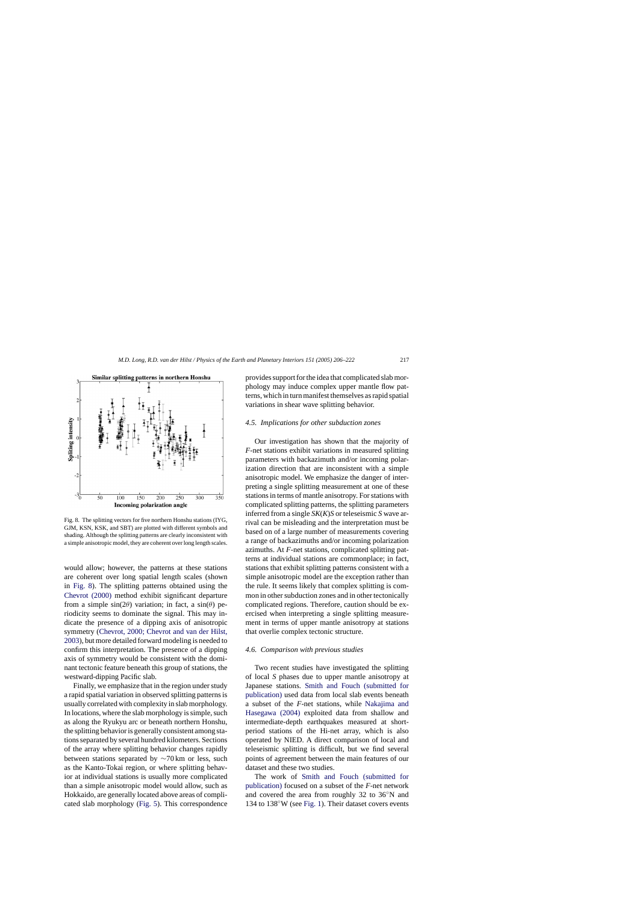Fig. 8. The splitting vectors for five northern Honshu stations (IYG, GJM, KSN, KSK, and SBT) are plotted with different symbols and shading. Although the splitting patterns are clearly inconsistent with a simple anisotropic model, they are coherent over long length scales.

would allow; however, the patterns at these stations are coherent over long spatial length scales (shown in Fig. 8). The splitting patterns obtained using the Chevrot (2000) method exhibit significant departure from a simple $\sin(2\theta)$ variation; in fact, a $\sin(\theta)$ periodicity seems to dominate the signal. This may indicate the presence of a dipping axis of anisotropic symmetry (Chevrot, 2000; Chevrot and van der Hilst, 2003), but more detailed forward modeling is needed to confirm this interpretation. The presence of a dipping axis of symmetry would be consistent with the dominant tectonic feature beneath this group of stations, the westward-dipping Pacific slab.

Finally, we emphasize that in the region under study a rapid spatial variation in observed splitting patterns is usually correlated with complexity in slab morphology. In locations, where the slab morphology is simple, such as along the Ryukyu arc or beneath northern Honshu, the splitting behavior is generally consistent among stations separated by several hundred kilometers. Sections of the array where splitting behavior changes rapidly between stations separated by ∼70 km or less, such as the Kanto-Tokai region, or where splitting behavior at individual stations is usually more complicated than a simple anisotropic model would allow, such as Hokkaido, are generally located above areas of complicated slab morphology (Fig. 5). This correspondence provides support for the idea that complicated slab morphology may induce complex upper mantle flow patterns, which in turn manifest themselves as rapid spatial variations in shear wave splitting behavior.

### 4.5. Implications for other subduction zones

Our investigation has shown that the majority of *F*-net stations exhibit variations in measured splitting parameters with backazimuth and/or incoming polarization direction that are inconsistent with a simple anisotropic model. We emphasize the danger of interpreting a single splitting measurement at one of these stations in terms of mantle anisotropy. For stations with complicated splitting patterns, the splitting parameters inferred from a single *SK*(*K*)*S* or teleseismic *S* wave arrival can be misleading and the interpretation must be based on of a large number of measurements covering a range of backazimuths and/or incoming polarization azimuths. At *F*-net stations, complicated splitting patterns at individual stations are commonplace; in fact, stations that exhibit splitting patterns consistent with a simple anisotropic model are the exception rather than the rule. It seems likely that complex splitting is common in other subduction zones and in other tectonically complicated regions. Therefore, caution should be exercised when interpreting a single splitting measurement in terms of upper mantle anisotropy at stations that overlie complex tectonic structure.

### 4.6. Comparison with previous studies

Two recent studies have investigated the splitting of local *S* phases due to upper mantle anisotropy at Japanese stations. Smith and Fouch (submitted for publication) used data from local slab events beneath a subset of the *F*-net stations, while Nakajima and Hasegawa (2004) exploited data from shallow and intermediate-depth earthquakes measured at short-period stations of the Hi-net array, which is also operated by NIED. A direct comparison of local and teleseismic splitting is difficult, but we find several points of agreement between the main features of our dataset and these two studies.

The work of Smith and Fouch (submitted for publication) focused on a subset of the *F*-net network and covered the area from roughly 32 to 36°N and 134 to 138°W (see Fig. 1). Their dataset covers events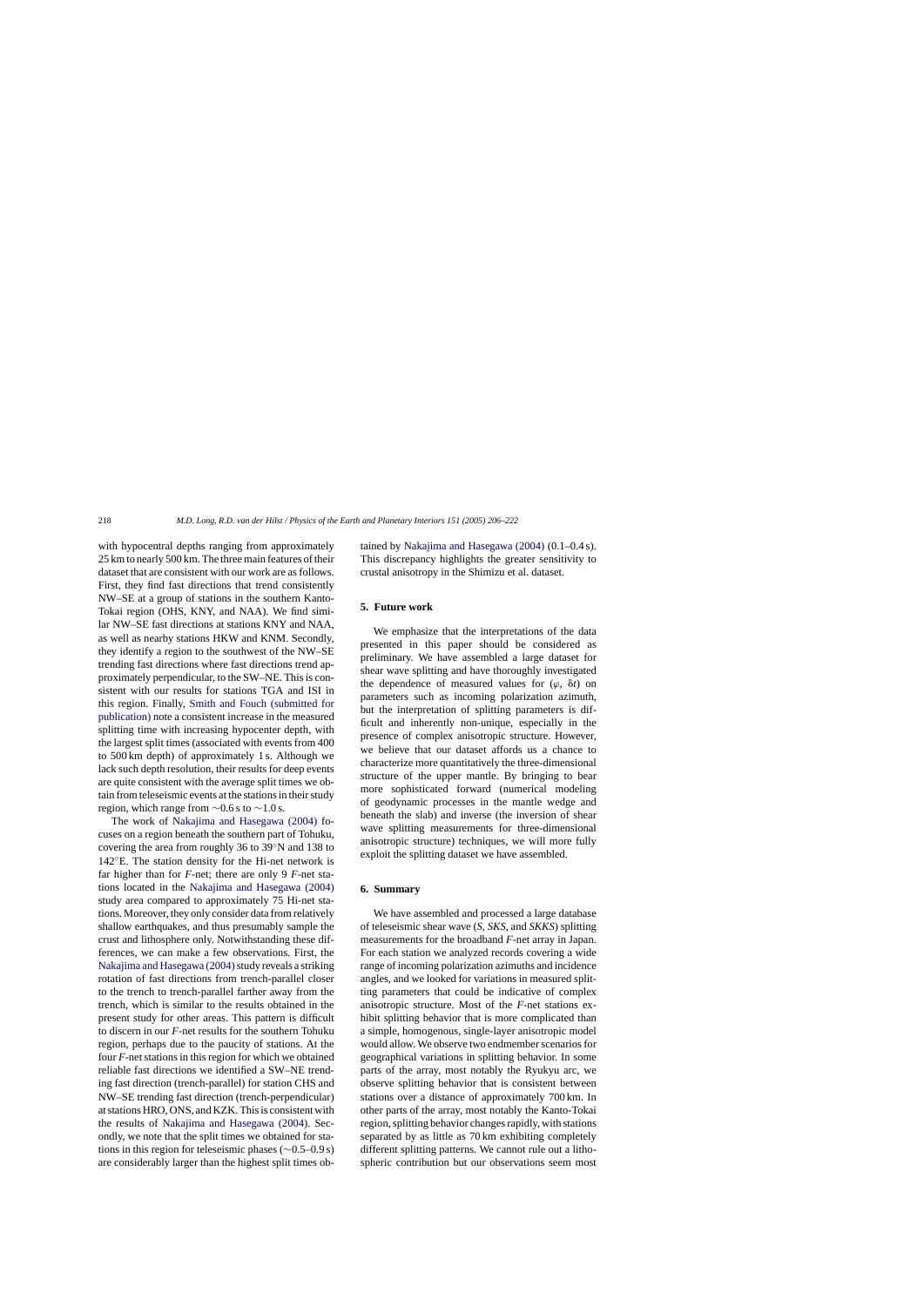with hypocentral depths ranging from approximately 25 km to nearly 500 km. The three main features of their dataset that are consistent with our work are as follows. First, they find fast directions that trend consistently NW–SE at a group of stations in the southern Kanto-Tokai region (OHS, KNY, and NAA). We find similar NW–SE fast directions at stations KNY and NAA, as well as nearby stations HKW and KNM. Secondly, they identify a region to the southwest of the NW–SE trending fast directions where fast directions trend approximately perpendicular, to the SW–NE. This is consistent with our results for stations TGA and ISI in this region. Finally, Smith and Fouch (submitted for publication) note a consistent increase in the measured splitting time with increasing hypocenter depth, with the largest split times (associated with events from 400 to 500 km depth) of approximately 1 s. Although we lack such depth resolution, their results for deep events are quite consistent with the average split times we obtain from teleseismic events at the stations in their study region, which range from ∼0.6 s to ∼1.0 s.

The work of Nakajima and Hasegawa (2004) focuses on a region beneath the southern part of Tohuku, covering the area from roughly 36 to 39°N and 138 to 142°E. The station density for the Hi-net network is far higher than for *F*-net; there are only 9 *F*-net stations located in the Nakajima and Hasegawa (2004) study area compared to approximately 75 Hi-net stations. Moreover, they only consider data from relatively shallow earthquakes, and thus presumably sample the crust and lithosphere only. Notwithstanding these differences, we can make a few observations. First, the Nakajima and Hasegawa (2004) study reveals a striking rotation of fast directions from trench-parallel closer to the trench to trench-parallel farther away from the trench, which is similar to the results obtained in the present study for other areas. This pattern is difficult to discern in our *F*-net results for the southern Tohuku region, perhaps due to the paucity of stations. At the four *F*-net stations in this region for which we obtained reliable fast directions we identified a SW–NE trending fast direction (trench-parallel) for station CHS and NW–SE trending fast direction (trench-perpendicular) at stations HRO, ONS, and KZK. This is consistent with the results of Nakajima and Hasegawa (2004). Secondly, we note that the split times we obtained for stations in this region for teleseismic phases (∼0.5–0.9 s) are considerably larger than the highest split times obtained by Nakajima and Hasegawa (2004) (0.1–0.4 s). This discrepancy highlights the greater sensitivity to crustal anisotropy in the Shimizu et al. dataset.

## 5. Future work

We emphasize that the interpretations of the data presented in this paper should be considered as preliminary. We have assembled a large dataset for shear wave splitting and have thoroughly investigated the dependence of measured values for ($\varphi$, $\delta t$) on parameters such as incoming polarization azimuth, but the interpretation of splitting parameters is difficult and inherently non-unique, especially in the presence of complex anisotropic structure. However, we believe that our dataset affords us a chance to characterize more quantitatively the three-dimensional structure of the upper mantle. By bringing to bear more sophisticated forward (numerical modeling of geodynamic processes in the mantle wedge and beneath the slab) and inverse (the inversion of shear wave splitting measurements for three-dimensional anisotropic structure) techniques, we will more fully exploit the splitting dataset we have assembled.

## 6. Summary

We have assembled and processed a large database of teleseismic shear wave (*S*, *SKS*, and *SKKS*) splitting measurements for the broadband *F*-net array in Japan. For each station we analyzed records covering a wide range of incoming polarization azimuths and incidence angles, and we looked for variations in measured splitting parameters that could be indicative of complex anisotropic structure. Most of the *F*-net stations exhibit splitting behavior that is more complicated than a simple, homogenous, single-layer anisotropic model would allow. We observe two endmember scenarios for geographical variations in splitting behavior. In some parts of the array, most notably the Ryukyu arc, we observe splitting behavior that is consistent between stations over a distance of approximately 700 km. In other parts of the array, most notably the Kanto-Tokai region, splitting behavior changes rapidly, with stations separated by as little as 70 km exhibiting completely different splitting patterns. We cannot rule out a lithospheric contribution but our observations seem most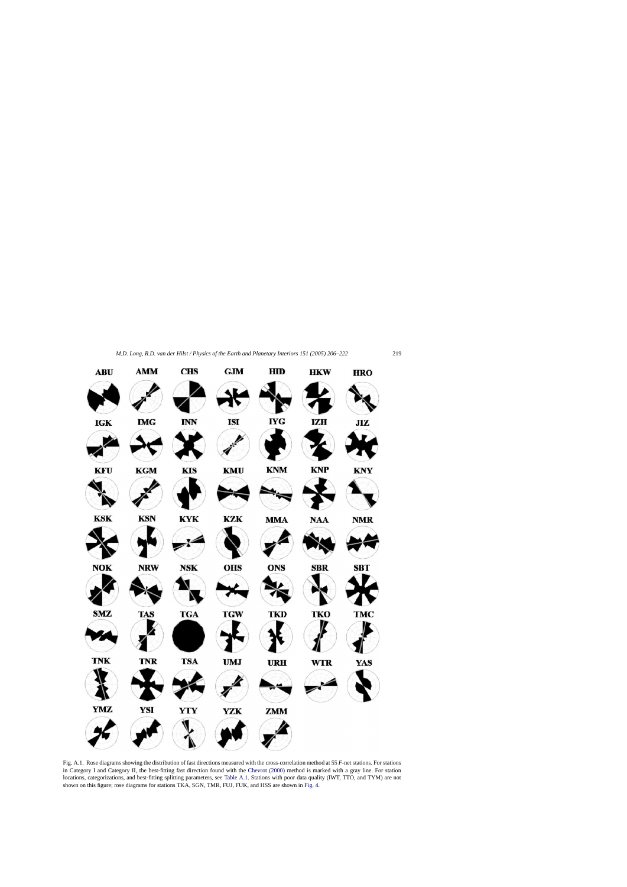Fig. A.1. Rose diagrams showing the distribution of fast directions measured with the cross-correlation method at 55 *F*-net stations. For stations in Category I and Category II, the best-fitting fast direction found with the Chevrot (2000) method is marked with a gray line. For station locations, categorizations, and best-fitting splitting parameters, see Table A.1. Stations with poor data quality (IWT, TTO, and TYM) are not shown on this figure; rose diagrams for stations TKA, SGN, TMR, FUJ, FUK, and HSS are shown in Fig. 4.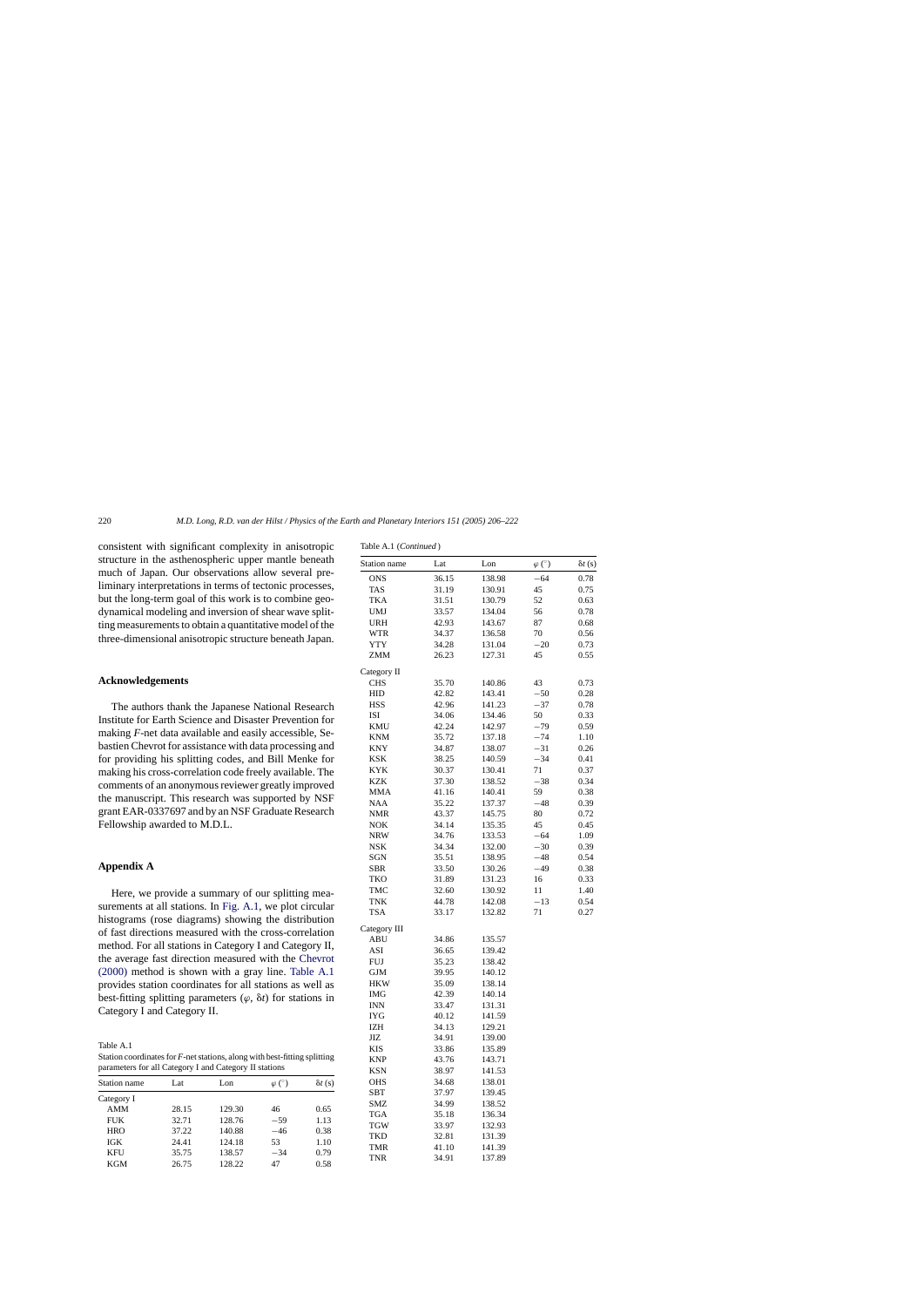consistent with significant complexity in anisotropic structure in the asthenospheric upper mantle beneath much of Japan. Our observations allow several preliminary interpretations in terms of tectonic processes, but the long-term goal of this work is to combine geodynamical modeling and inversion of shear wave splitting measurements to obtain a quantitative model of the three-dimensional anisotropic structure beneath Japan.

## Acknowledgements

The authors thank the Japanese National Research Institute for Earth Science and Disaster Prevention for making *F*-net data available and easily accessible, Sebastien Chevrot for assistance with data processing and for providing his splitting codes, and Bill Menke for making his cross-correlation code freely available. The comments of an anonymous reviewer greatly improved the manuscript. This research was supported by NSF grant EAR-0337697 and by an NSF Graduate Research Fellowship awarded to M.D.L.

## Appendix A

Here, we provide a summary of our splitting measurements at all stations. In Fig. A.1, we plot circular histograms (rose diagrams) showing the distribution of fast directions measured with the cross-correlation method. For all stations in Category I and Category II, the average fast direction measured with the Chevrot (2000) method is shown with a gray line. Table A.1 provides station coordinates for all stations as well as best-fitting splitting parameters ($\varphi$, $\delta t$) for stations in Category I and Category II.

Table A.1
Station coordinates for *F*-net stations, along with best-fitting splitting parameters for all Category I and Category II stations

| Station name | Lat | Lon | $\varphi$ (°) | $\delta t$ (s) |
|---|---|---|---|---|
| Category I | | | | |
| AMM | 28.15 | 129.30 | 46 | 0.65 |
| FUK | 32.71 | 128.76 | −59 | 1.13 |
| HRO | 37.22 | 140.88 | −46 | 0.38 |
| IGK | 24.41 | 124.18 | 53 | 1.10 |
| KFU | 35.75 | 138.57 | −34 | 0.79 |
| KGM | 26.75 | 128.22 | 47 | 0.58 |
| ONS | 36.15 | 138.98 | −64 | 0.78 |
| TAS | 31.19 | 130.91 | 45 | 0.75 |
| TKA | 31.51 | 130.79 | 52 | 0.63 |
| UMJ | 33.57 | 134.04 | 56 | 0.78 |
| URH | 42.93 | 143.67 | 87 | 0.68 |
| WTR | 34.37 | 136.58 | 70 | 0.56 |
| YTY | 34.28 | 131.04 | −20 | 0.73 |
| ZMM | 26.23 | 127.31 | 45 | 0.55 |
| Category II | | | | |
| CHS | 35.70 | 140.86 | 43 | 0.73 |
| HID | 42.82 | 143.41 | −50 | 0.28 |
| HSS | 42.96 | 141.23 | −37 | 0.78 |
| ISI | 34.06 | 134.46 | 50 | 0.33 |
| KMU | 42.24 | 142.97 | −79 | 0.59 |
| KNM | 35.72 | 137.18 | −74 | 1.10 |
| KNY | 34.87 | 138.07 | −31 | 0.26 |
| KSK | 38.25 | 140.59 | −34 | 0.41 |
| KYK | 30.37 | 130.41 | 71 | 0.37 |
| KZK | 37.30 | 138.52 | −38 | 0.34 |
| MMA | 41.16 | 140.41 | 59 | 0.38 |
| NAA | 35.22 | 137.37 | −48 | 0.39 |
| NMR | 43.37 | 145.75 | 80 | 0.72 |
| NOK | 34.14 | 135.35 | 45 | 0.45 |
| NRW | 34.76 | 133.53 | −64 | 1.09 |
| NSK | 34.34 | 132.00 | −30 | 0.39 |
| SGN | 35.51 | 138.95 | −48 | 0.54 |
| SBR | 33.50 | 130.26 | −49 | 0.38 |
| TKO | 31.89 | 131.23 | 16 | 0.33 |
| TMC | 32.60 | 130.92 | 11 | 1.40 |
| TNK | 44.78 | 142.08 | −13 | 0.54 |
| TSA | 33.17 | 132.82 | 71 | 0.27 |
| Category III | | | | |
| ABU | 34.86 | 135.57 | | |
| ASI | 36.65 | 139.42 | | |
| FUJ | 35.23 | 138.42 | | |
| GJM | 39.95 | 140.12 | | |
| HKW | 35.09 | 138.14 | | |
| IMG | 42.39 | 140.14 | | |
| INN | 33.47 | 131.31 | | |
| IYG | 40.12 | 141.59 | | |
| IZH | 34.13 | 129.21 | | |
| JIZ | 34.91 | 139.00 | | |
| KIS | 33.86 | 135.89 | | |
| KNP | 43.76 | 143.71 | | |
| KSN | 38.97 | 141.53 | | |
| OHS | 34.68 | 138.01 | | |
| SBT | 37.97 | 139.45 | | |
| SMZ | 34.99 | 138.52 | | |
| TGA | 35.18 | 136.34 | | |
| TGW | 33.97 | 132.93 | | |
| TKD | 32.81 | 131.39 | | |
| TMR | 41.10 | 141.39 | | |
| TNR | 34.91 | 137.89 | | |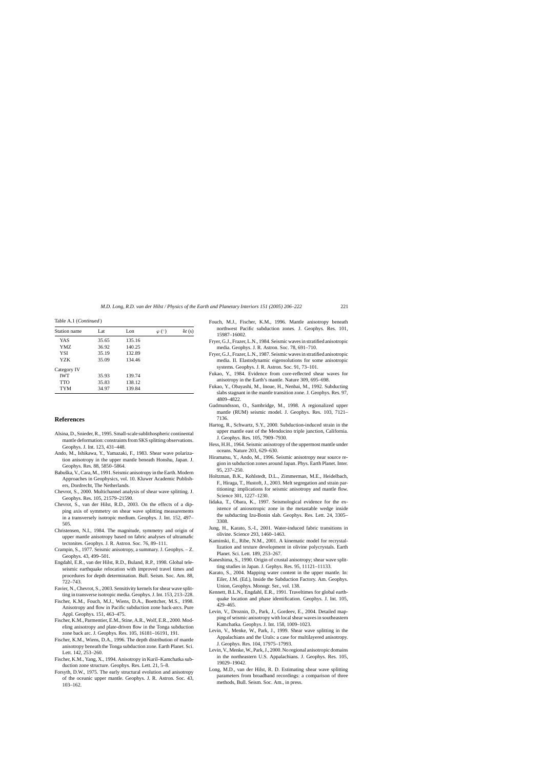Table A.1 (*Continued*)

| Station name | Lat | Lon | $\varphi$ (°) | $\delta t$ (s) |
|---|---|---|---|---|
| YAS | 35.65 | 135.16 | | |
| YMZ | 36.92 | 140.25 | | |
| YSI | 35.19 | 132.89 | | |
| YZK | 35.09 | 134.46 | | |
| Category IV | | | | |
| IWT | 35.93 | 139.74 | | |
| TTO | 35.83 | 138.12 | | |
| TYM | 34.97 | 139.84 | | |

## References

- Alsina, D., Snieder, R., 1995. Small-scale sublithospheric continental mantle deformation: constraints from SKS splitting observations. Geophys. J. Int. 123, 431–448.
- Ando, M., Ishikawa, Y., Yamazaki, F., 1983. Shear wave polarization anisotropy in the upper mantle beneath Honshu, Japan. J. Geophys. Res. 88, 5850–5864.
- Babuška, V., Cara, M., 1991. Seismic anisotropy in the Earth. Modern Approaches in Geophysics, vol. 10. Kluwer Academic Publishers, Dordrecht, The Netherlands.
- Chevrot, S., 2000. Multichannel analysis of shear wave splitting. J. Geophys. Res. 105, 21579–21590.
- Chevrot, S., van der Hilst, R.D., 2003. On the effects of a dipping axis of symmetry on shear wave splitting measurements in a transversely isotropic medium. Geophys. J. Int. 152, 497–505.
- Christensen, N.I., 1984. The magnitude, symmetry and origin of upper mantle anisotropy based on fabric analyses of ultramafic tectonites. Geophys. J. R. Astron. Soc. 76, 89–111.
- Crampin, S., 1977. Seismic anisotropy, a summary. J. Geophys. – Z. Geophys. 43, 499–501.
- Engdahl, E.R., van der Hilst, R.D., Buland, R.P., 1998. Global teleseismic earthquake relocation with improved travel times and procedures for depth determination. Bull. Seism. Soc. Am. 88, 722–743.
- Favier, N., Chevrot, S., 2003. Sensitivity kernels for shear wave splitting in transverse isotropic media. Geophys. J. Int. 153, 213–228.
- Fischer, K.M., Fouch, M.J., Wiens, D.A., Boettcher, M.S., 1998. Anisotropy and flow in Pacific subduction zone back-arcs. Pure Appl. Geophys. 151, 463–475.
- Fischer, K.M., Parmentier, E.M., Stine, A.R., Wolf, E.R., 2000. Modeling anisotropy and plate-driven flow in the Tonga subduction zone back arc. J. Geophys. Res. 105, 16181–16191, 191.
- Fischer, K.M., Wiens, D.A., 1996. The depth distribution of mantle anisotropy beneath the Tonga subduction zone. Earth Planet. Sci. Lett. 142, 253–260.
- Fischer, K.M., Yang, X., 1994. Anisotropy in Kuril–Kamchatka subduction zone structure. Geophys. Res. Lett. 21, 5–8.
- Forsyth, D.W., 1975. The early structural evolution and anisotropy of the oceanic upper mantle. Geophys. J. R. Astron. Soc. 43, 103–162.
- Fouch, M.J., Fischer, K.M., 1996. Mantle anisotropy beneath northwest Pacific subduction zones. J. Geophys. Res. 101, 15987–16002.
- Fryer, G.J., Frazer, L.N., 1984. Seismic waves in stratified anisotropic media. Geophys. J. R. Astron. Soc. 78, 691–710.
- Fryer, G.J., Frazer, L.N., 1987. Seismic waves in stratified anisotropic media. II. Elastodynamic eigensolutions for some anisotropic systems. Geophys. J. R. Astron. Soc. 91, 73–101.
- Fukao, Y., 1984. Evidence from core-reflected shear waves for anisotropy in the Earth's mantle. Nature 309, 695–698.
- Fukao, Y., Obayashi, M., Inoue, H., Nenbai, M., 1992. Subducting slabs stagnant in the mantle transition zone. J. Geophys. Res. 97, 4809–4822.
- Gudmundsson, O., Sambridge, M., 1998. A regionalized upper mantle (RUM) seismic model. J. Geophys. Res. 103, 7121–7136.
- Hartog, R., Schwartz, S.Y., 2000. Subduction-induced strain in the upper mantle east of the Mendocino triple junction, California. J. Geophys. Res. 105, 7909–7930.
- Hess, H.H., 1964. Seismic anisotropy of the uppermost mantle under oceans. Nature 203, 629–630.
- Hiramatsu, Y., Ando, M., 1996. Seismic anisotropy near source region in subduction zones around Japan. Phys. Earth Planet. Inter. 95, 237–250.
- Holtzman, B.K., Kohlstedt, D.L., Zimmerman, M.E., Heidelbach, F., Hiraga, T., Hustoft, J., 2003. Melt segregation and strain partitioning: implications for seismic anisotropy and mantle flow. Science 301, 1227–1230.
- Iidaka, T., Obara, K., 1997. Seismological evidence for the existence of aniosotropic zone in the metastable wedge inside the subducting Izu-Bonin slab. Geophys. Res. Lett. 24, 3305–3308.
- Jung, H., Karato, S.-I., 2001. Water-induced fabric transitions in olivine. Science 293, 1460–1463.
- Kaminski, E., Ribe, N.M., 2001. A kinematic model for recrystallization and texture development in olivine polycrystals. Earth Planet. Sci. Lett. 189, 253–267.
- Kaneshima, S., 1990. Origin of crustal anisotropy; shear wave splitting studies in Japan. J. Gephys. Res. 95, 11121–11133.
- Karato, S., 2004. Mapping water content in the upper mantle. In: Eiler, J.M. (Ed.), Inside the Subduction Factory. Am. Geophys. Union, Geophys. Monogr. Ser., vol. 138.
- Kennett, B.L.N., Engdahl, E.R., 1991. Traveltimes for global earthquake location and phase identification. Geophys. J. Int. 105, 429–465.
- Levin, V., Droznin, D., Park, J., Gordeev, E., 2004. Detailed mapping of seismic anisotropy with local shear waves in southeastern Kamchatka. Geophys. J. Int. 158, 1009–1023.
- Levin, V., Menke, W., Park, J., 1999. Shear wave splitting in the Appalachians and the Urals: a case for multilayered anisotropy. J. Geophys. Res. 104, 17975–17993.
- Levin, V., Menke, W., Park, J., 2000. No regional anisotropic domains in the northeastern U.S. Appalachians. J. Geophys. Res. 105, 19029–19042.
- Long, M.D., van der Hilst, R. D. Estimating shear wave splitting parameters from broadband recordings: a comparison of three methods, Bull. Seism. Soc. Am., in press.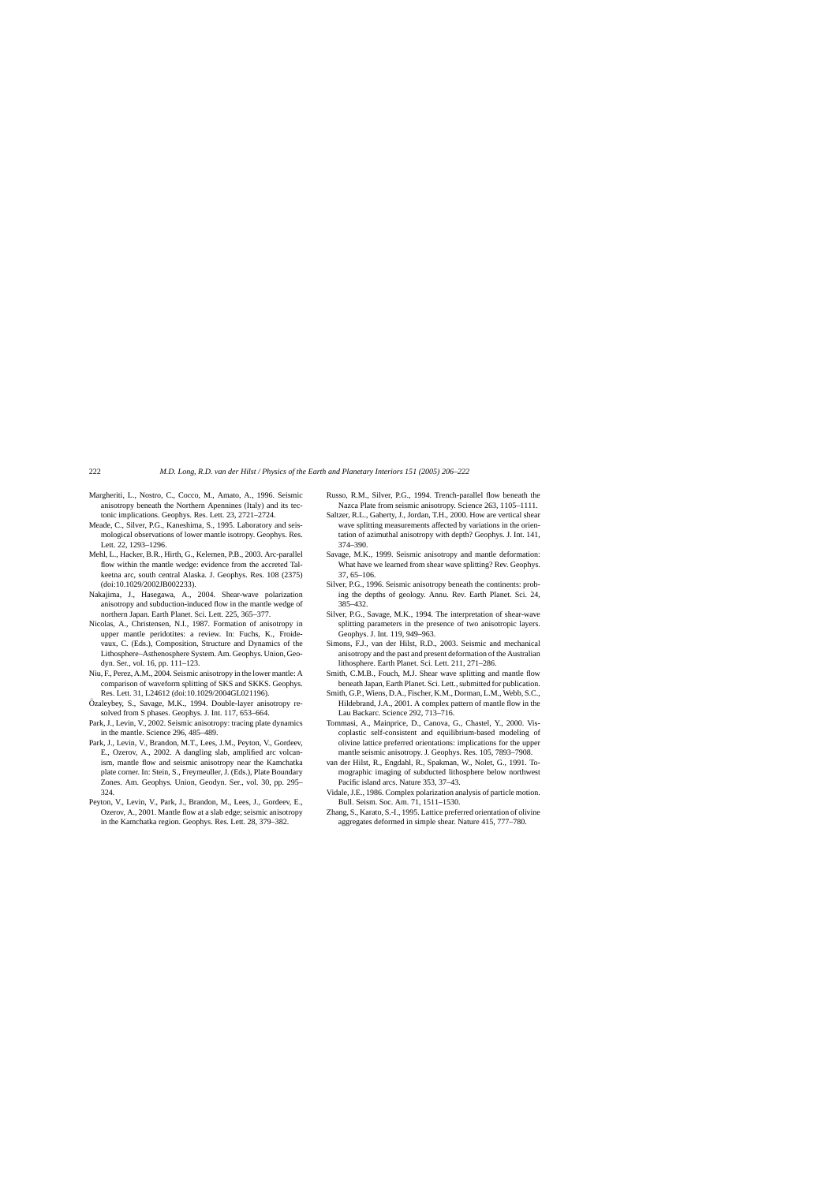Margheriti, L., Nostro, C., Cocco, M., Amato, A., 1996. Seismic anisotropy beneath the Northern Apennines (Italy) and its tectonic implications. Geophys. Res. Lett. 23, 2721–2724.

Meade, C., Silver, P.G., Kaneshima, S., 1995. Laboratory and seismological observations of lower mantle isotropy. Geophys. Res. Lett. 22, 1293–1296.

Mehl, L., Hacker, B.R., Hirth, G., Kelemen, P.B., 2003. Arc-parallel flow within the mantle wedge: evidence from the accreted Talkeetna arc, south central Alaska. J. Geophys. Res. 108 (2375) (doi:10.1029/2002JB002233).

Nakajima, J., Hasegawa, A., 2004. Shear-wave polarization anisotropy and subduction-induced flow in the mantle wedge of northern Japan. Earth Planet. Sci. Lett. 225, 365–377.

Nicolas, A., Christensen, N.I., 1987. Formation of anisotropy in upper mantle peridotites: a review. In: Fuchs, K., Froidevaux, C. (Eds.), Composition, Structure and Dynamics of the Lithosphere–Asthenosphere System. Am. Geophys. Union, Geodyn. Ser., vol. 16, pp. 111–123.

Niu, F., Perez, A.M., 2004. Seismic anisotropy in the lower mantle: A comparison of waveform splitting of SKS and SKKS. Geophys. Res. Lett. 31, L24612 (doi:10.1029/2004GL021196).

Özaleybey, S., Savage, M.K., 1994. Double-layer anisotropy resolved from S phases. Geophys. J. Int. 117, 653–664.

Park, J., Levin, V., 2002. Seismic anisotropy: tracing plate dynamics in the mantle. Science 296, 485–489.

Park, J., Levin, V., Brandon, M.T., Lees, J.M., Peyton, V., Gordeev, E., Ozerov, A., 2002. A dangling slab, amplified arc volcanism, mantle flow and seismic anisotropy near the Kamchatka plate corner. In: Stein, S., Freymeuller, J. (Eds.), Plate Boundary Zones. Am. Geophys. Union, Geodyn. Ser., vol. 30, pp. 295–324.

Peyton, V., Levin, V., Park, J., Brandon, M., Lees, J., Gordeev, E., Ozerov, A., 2001. Mantle flow at a slab edge; seismic anisotropy in the Kamchatka region. Geophys. Res. Lett. 28, 379–382.

Russo, R.M., Silver, P.G., 1994. Trench-parallel flow beneath the Nazca Plate from seismic anisotropy. Science 263, 1105–1111.

Saltzer, R.L., Gaherty, J., Jordan, T.H., 2000. How are vertical shear wave splitting measurements affected by variations in the orientation of azimuthal anisotropy with depth? Geophys. J. Int. 141, 374–390.

Savage, M.K., 1999. Seismic anisotropy and mantle deformation: What have we learned from shear wave splitting? Rev. Geophys. 37, 65–106.

Silver, P.G., 1996. Seismic anisotropy beneath the continents: probing the depths of geology. Annu. Rev. Earth Planet. Sci. 24, 385–432.

Silver, P.G., Savage, M.K., 1994. The interpretation of shear-wave splitting parameters in the presence of two anisotropic layers. Geophys. J. Int. 119, 949–963.

Simons, F.J., van der Hilst, R.D., 2003. Seismic and mechanical anisotropy and the past and present deformation of the Australian lithosphere. Earth Planet. Sci. Lett. 211, 271–286.

Smith, C.M.B., Fouch, M.J. Shear wave splitting and mantle flow beneath Japan, Earth Planet. Sci. Lett., submitted for publication.

Smith, G.P., Wiens, D.A., Fischer, K.M., Dorman, L.M., Webb, S.C., Hildebrand, J.A., 2001. A complex pattern of mantle flow in the Lau Backarc. Science 292, 713–716.

Tommasi, A., Mainprice, D., Canova, G., Chastel, Y., 2000. Viscoplastic self-consistent and equilibrium-based modeling of olivine lattice preferred orientations: implications for the upper mantle seismic anisotropy. J. Geophys. Res. 105, 7893–7908.

van der Hilst, R., Engdahl, R., Spakman, W., Nolet, G., 1991. Tomographic imaging of subducted lithosphere below northwest Pacific island arcs. Nature 353, 37–43.

Vidale, J.E., 1986. Complex polarization analysis of particle motion. Bull. Seism. Soc. Am. 71, 1511–1530.

Zhang, S., Karato, S.-I., 1995. Lattice preferred orientation of olivine aggregates deformed in simple shear. Nature 415, 777–780.